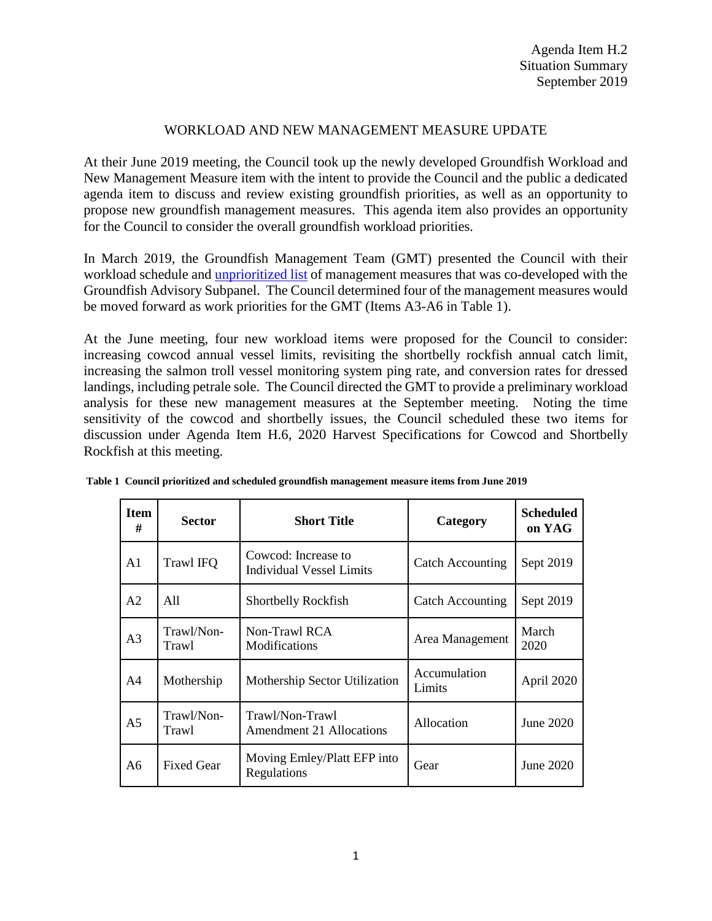Agenda Item H.2
Situation Summary
September 2019

# WORKLOAD AND NEW MANAGEMENT MEASURE UPDATE

At their June 2019 meeting, the Council took up the newly developed Groundfish Workload and New Management Measure item with the intent to provide the Council and the public a dedicated agenda item to discuss and review existing groundfish priorities, as well as an opportunity to propose new groundfish management measures. This agenda item also provides an opportunity for the Council to consider the overall groundfish workload priorities.

In March 2019, the Groundfish Management Team (GMT) presented the Council with their workload schedule and unprioritized list of management measures that was co-developed with the Groundfish Advisory Subpanel. The Council determined four of the management measures would be moved forward as work priorities for the GMT (Items A3-A6 in Table 1).

At the June meeting, four new workload items were proposed for the Council to consider: increasing cowcod annual vessel limits, revisiting the shortbelly rockfish annual catch limit, increasing the salmon troll vessel monitoring system ping rate, and conversion rates for dressed landings, including petrale sole. The Council directed the GMT to provide a preliminary workload analysis for these new management measures at the September meeting. Noting the time sensitivity of the cowcod and shortbelly issues, the Council scheduled these two items for discussion under Agenda Item H.6, 2020 Harvest Specifications for Cowcod and Shortbelly Rockfish at this meeting.

**Table 1 Council prioritized and scheduled groundfish management measure items from June 2019**

| Item # | Sector | Short Title | Category | Scheduled on YAG |
|---|---|---|---|---|
| A1 | Trawl IFQ | Cowcod: Increase to Individual Vessel Limits | Catch Accounting | Sept 2019 |
| A2 | All | Shortbelly Rockfish | Catch Accounting | Sept 2019 |
| A3 | Trawl/Non-Trawl | Non-Trawl RCA Modifications | Area Management | March 2020 |
| A4 | Mothership | Mothership Sector Utilization | Accumulation Limits | April 2020 |
| A5 | Trawl/Non-Trawl | Trawl/Non-Trawl Amendment 21 Allocations | Allocation | June 2020 |
| A6 | Fixed Gear | Moving Emley/Platt EFP into Regulations | Gear | June 2020 |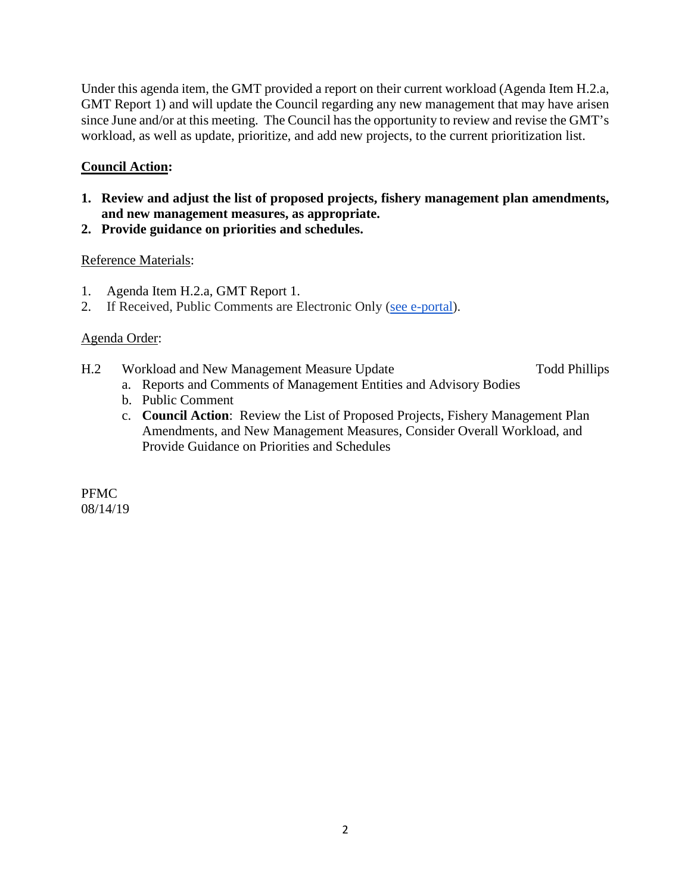Under this agenda item, the GMT provided a report on their current workload (Agenda Item H.2.a, GMT Report 1) and will update the Council regarding any new management that may have arisen since June and/or at this meeting. The Council has the opportunity to review and revise the GMT's workload, as well as update, prioritize, and add new projects, to the current prioritization list.

**Council Action:**

1. **Review and adjust the list of proposed projects, fishery management plan amendments, and new management measures, as appropriate.**
2. **Provide guidance on priorities and schedules.**

Reference Materials:

1. Agenda Item H.2.a, GMT Report 1.
2. If Received, Public Comments are Electronic Only (see e-portal).

Agenda Order:

H.2 Workload and New Management Measure Update — Todd Phillips

a. Reports and Comments of Management Entities and Advisory Bodies
b. Public Comment
c. **Council Action**: Review the List of Proposed Projects, Fishery Management Plan Amendments, and New Management Measures, Consider Overall Workload, and Provide Guidance on Priorities and Schedules

PFMC
08/14/19